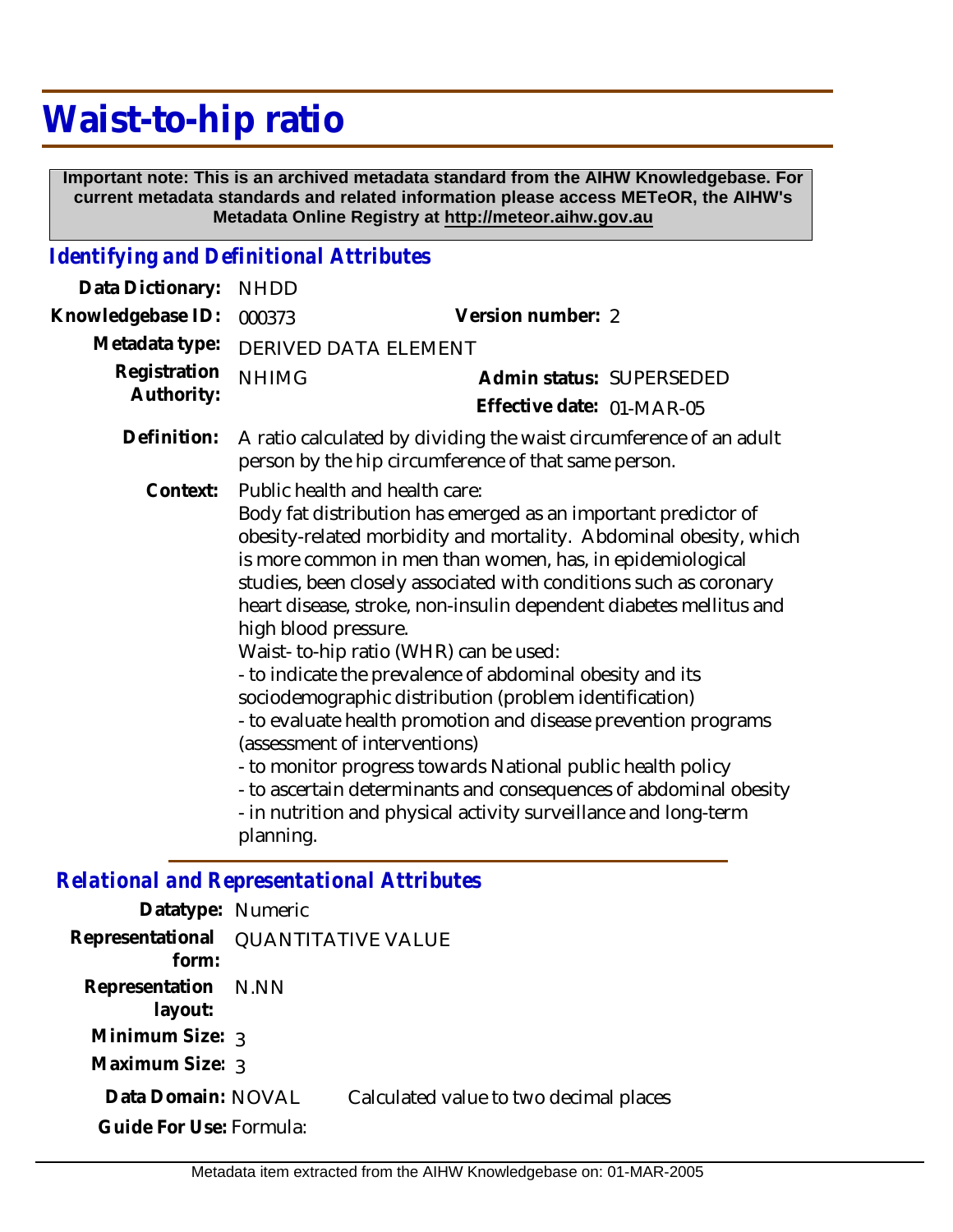# Waist-to-hip ratio

**Important note: This is an archived metadata standard from the AIHW Knowledgebase. For current metadata standards and related information please access METeOR, the AIHW's Metadata Online Registry at http://meteor.aihw.gov.au**

## *Identifying and Definitional Attributes*

**Data Dictionary:** NHDD

**Knowledgebase ID:** 000373 **Version number:** 2

**Metadata type:** DERIVED DATA ELEMENT

**Registration Authority:** NHIMG **Admin status:** SUPERSEDED

**Effective date:** 01-MAR-05

**Definition:** A ratio calculated by dividing the waist circumference of an adult person by the hip circumference of that same person.

**Context:** Public health and health care:
Body fat distribution has emerged as an important predictor of obesity-related morbidity and mortality. Abdominal obesity, which is more common in men than women, has, in epidemiological studies, been closely associated with conditions such as coronary heart disease, stroke, non-insulin dependent diabetes mellitus and high blood pressure.
Waist- to-hip ratio (WHR) can be used:
- to indicate the prevalence of abdominal obesity and its sociodemographic distribution (problem identification)
- to evaluate health promotion and disease prevention programs (assessment of interventions)
- to monitor progress towards National public health policy
- to ascertain determinants and consequences of abdominal obesity
- in nutrition and physical activity surveillance and long-term planning.

## *Relational and Representational Attributes*

**Datatype:** Numeric

**Representational form:** QUANTITATIVE VALUE

**Representation layout:** N.NN

**Minimum Size:** 3

**Maximum Size:** 3

**Data Domain:** NOVAL Calculated value to two decimal places

**Guide For Use:** Formula: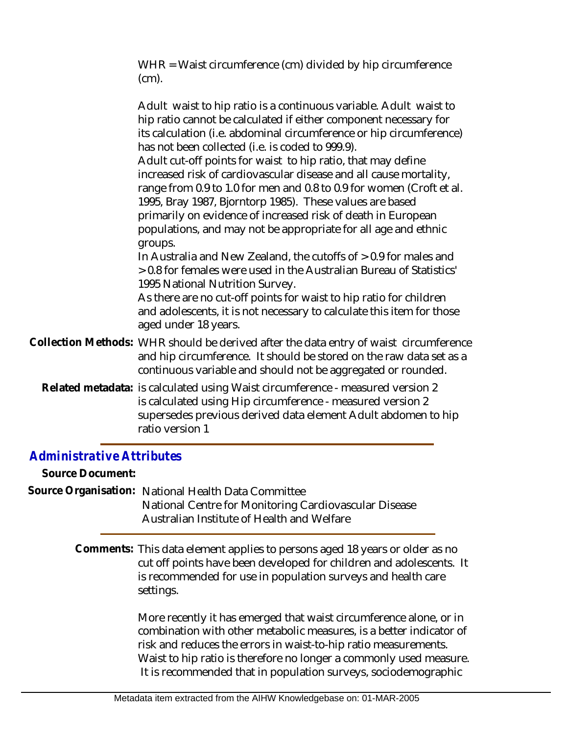WHR = Waist circumference (cm) divided by hip circumference (cm).

Adult waist to hip ratio is a continuous variable. Adult waist to hip ratio cannot be calculated if either component necessary for its calculation (i.e. abdominal circumference or hip circumference) has not been collected (i.e. is coded to 999.9).

Adult cut-off points for waist to hip ratio, that may define increased risk of cardiovascular disease and all cause mortality, range from 0.9 to 1.0 for men and 0.8 to 0.9 for women (Croft et al. 1995, Bray 1987, Bjorntorp 1985). These values are based primarily on evidence of increased risk of death in European populations, and may not be appropriate for all age and ethnic groups.

In Australia and New Zealand, the cutoffs of > 0.9 for males and > 0.8 for females were used in the Australian Bureau of Statistics' 1995 National Nutrition Survey.

As there are no cut-off points for waist to hip ratio for children and adolescents, it is not necessary to calculate this item for those aged under 18 years.

**Collection Methods:** WHR should be derived after the data entry of waist circumference and hip circumference. It should be stored on the raw data set as a continuous variable and should not be aggregated or rounded.

**Related metadata:** is calculated using Waist circumference - measured version 2
is calculated using Hip circumference - measured version 2
supersedes previous derived data element Adult abdomen to hip ratio version 1

## *Administrative Attributes*

**Source Document:**

**Source Organisation:** National Health Data Committee
National Centre for Monitoring Cardiovascular Disease
Australian Institute of Health and Welfare

**Comments:** This data element applies to persons aged 18 years or older as no cut off points have been developed for children and adolescents. It is recommended for use in population surveys and health care settings.

More recently it has emerged that waist circumference alone, or in combination with other metabolic measures, is a better indicator of risk and reduces the errors in waist-to-hip ratio measurements. Waist to hip ratio is therefore no longer a commonly used measure. It is recommended that in population surveys, sociodemographic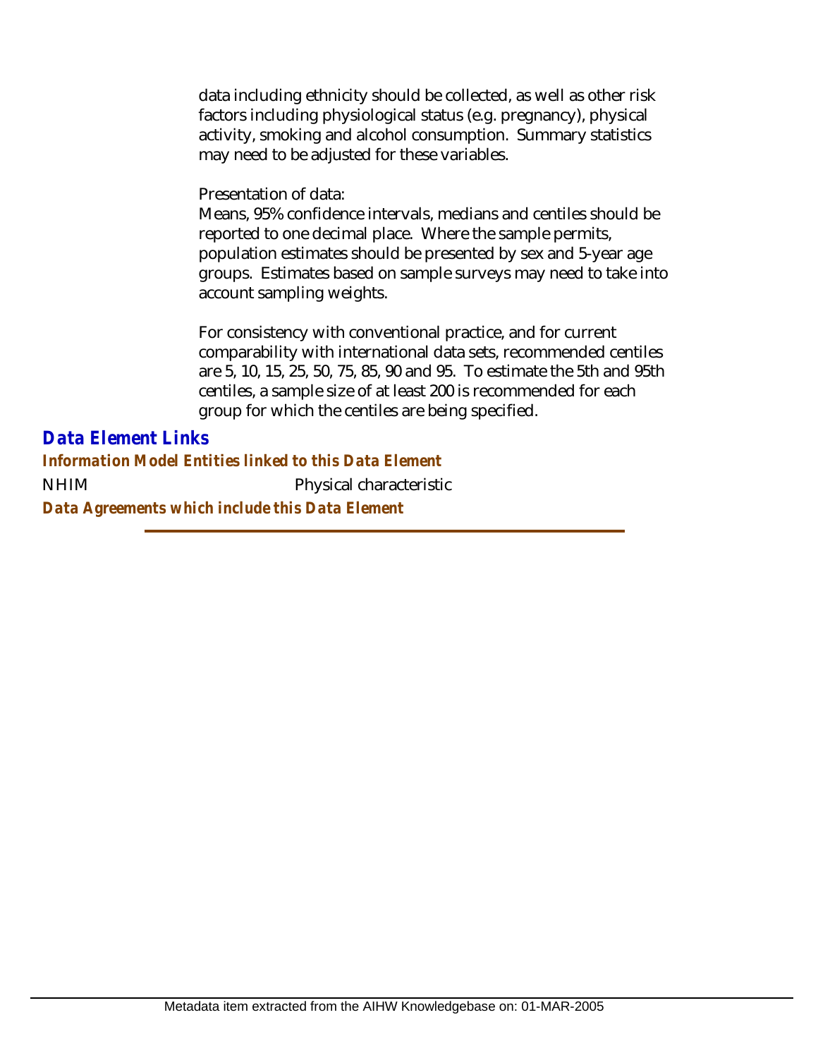data including ethnicity should be collected, as well as other risk factors including physiological status (e.g. pregnancy), physical activity, smoking and alcohol consumption. Summary statistics may need to be adjusted for these variables.

Presentation of data:
Means, 95% confidence intervals, medians and centiles should be reported to one decimal place. Where the sample permits, population estimates should be presented by sex and 5-year age groups. Estimates based on sample surveys may need to take into account sampling weights.

For consistency with conventional practice, and for current comparability with international data sets, recommended centiles are 5, 10, 15, 25, 50, 75, 85, 90 and 95. To estimate the 5th and 95th centiles, a sample size of at least 200 is recommended for each group for which the centiles are being specified.

## Data Element Links

### Information Model Entities linked to this Data Element

| | |
|---|---|
| NHIM | Physical characteristic |

### Data Agreements which include this Data Element

Metadata item extracted from the AIHW Knowledgebase on: 01-MAR-2005